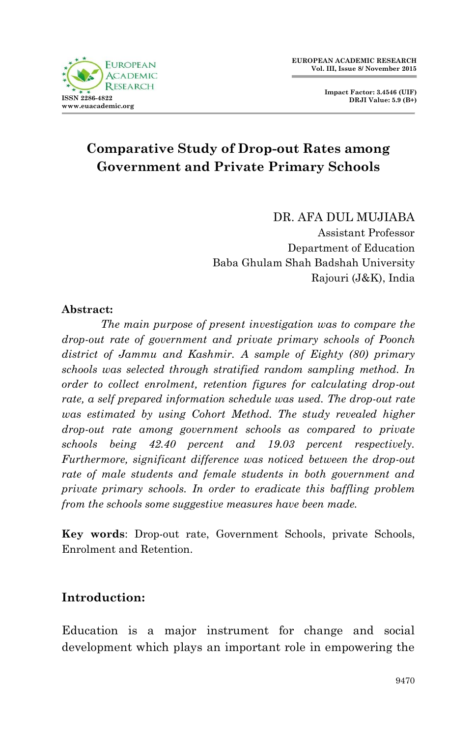# Comparative Study of Drop-out Rates among Government and Private Primary Schools

DR. AFA DUL MUJIABA
Assistant Professor
Department of Education
Baba Ghulam Shah Badshah University
Rajouri (J&K), India

**Abstract:**

*The main purpose of present investigation was to compare the drop-out rate of government and private primary schools of Poonch district of Jammu and Kashmir. A sample of Eighty (80) primary schools was selected through stratified random sampling method. In order to collect enrolment, retention figures for calculating drop-out rate, a self prepared information schedule was used. The drop-out rate was estimated by using Cohort Method. The study revealed higher drop-out rate among government schools as compared to private schools being 42.40 percent and 19.03 percent respectively. Furthermore, significant difference was noticed between the drop-out rate of male students and female students in both government and private primary schools. In order to eradicate this baffling problem from the schools some suggestive measures have been made.*

**Key words**: Drop-out rate, Government Schools, private Schools, Enrolment and Retention.

## Introduction:

Education is a major instrument for change and social development which plays an important role in empowering the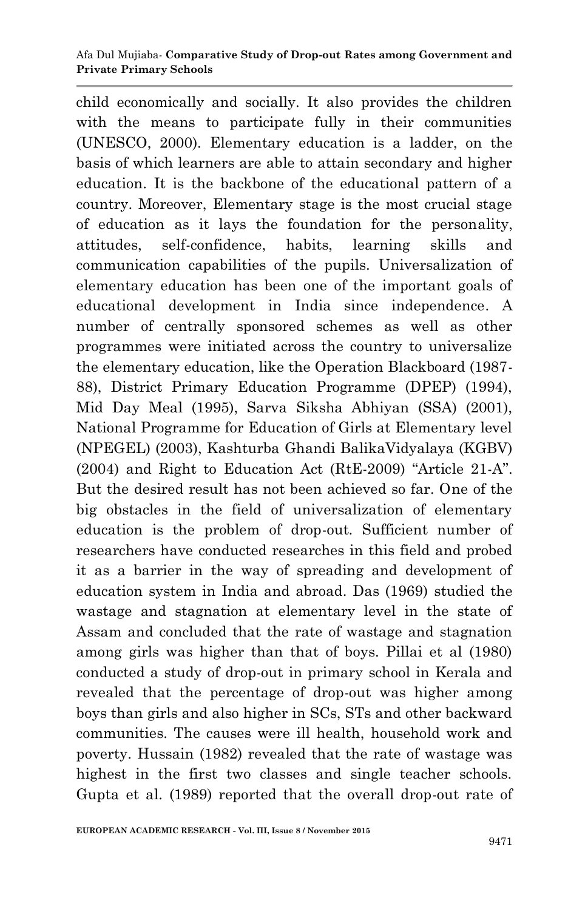child economically and socially. It also provides the children with the means to participate fully in their communities (UNESCO, 2000). Elementary education is a ladder, on the basis of which learners are able to attain secondary and higher education. It is the backbone of the educational pattern of a country. Moreover, Elementary stage is the most crucial stage of education as it lays the foundation for the personality, attitudes, self-confidence, habits, learning skills and communication capabilities of the pupils. Universalization of elementary education has been one of the important goals of educational development in India since independence. A number of centrally sponsored schemes as well as other programmes were initiated across the country to universalize the elementary education, like the Operation Blackboard (1987-88), District Primary Education Programme (DPEP) (1994), Mid Day Meal (1995), Sarva Siksha Abhiyan (SSA) (2001), National Programme for Education of Girls at Elementary level (NPEGEL) (2003), Kashturba Ghandi BalikaVidyalaya (KGBV) (2004) and Right to Education Act (RtE-2009) "Article 21-A". But the desired result has not been achieved so far. One of the big obstacles in the field of universalization of elementary education is the problem of drop-out. Sufficient number of researchers have conducted researches in this field and probed it as a barrier in the way of spreading and development of education system in India and abroad. Das (1969) studied the wastage and stagnation at elementary level in the state of Assam and concluded that the rate of wastage and stagnation among girls was higher than that of boys. Pillai et al (1980) conducted a study of drop-out in primary school in Kerala and revealed that the percentage of drop-out was higher among boys than girls and also higher in SCs, STs and other backward communities. The causes were ill health, household work and poverty. Hussain (1982) revealed that the rate of wastage was highest in the first two classes and single teacher schools. Gupta et al. (1989) reported that the overall drop-out rate of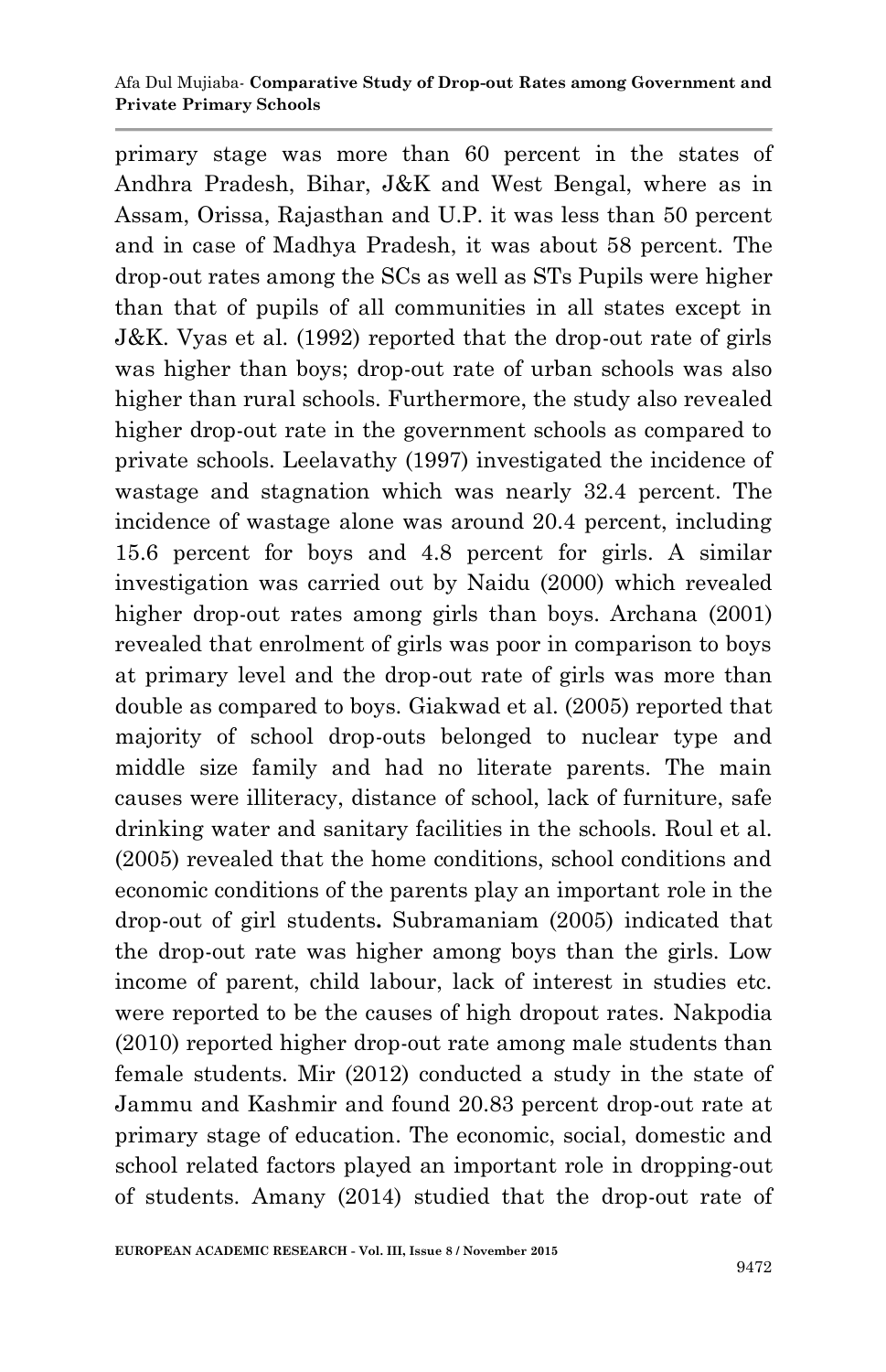primary stage was more than 60 percent in the states of Andhra Pradesh, Bihar, J&K and West Bengal, where as in Assam, Orissa, Rajasthan and U.P. it was less than 50 percent and in case of Madhya Pradesh, it was about 58 percent. The drop-out rates among the SCs as well as STs Pupils were higher than that of pupils of all communities in all states except in J&K. Vyas et al. (1992) reported that the drop-out rate of girls was higher than boys; drop-out rate of urban schools was also higher than rural schools. Furthermore, the study also revealed higher drop-out rate in the government schools as compared to private schools. Leelavathy (1997) investigated the incidence of wastage and stagnation which was nearly 32.4 percent. The incidence of wastage alone was around 20.4 percent, including 15.6 percent for boys and 4.8 percent for girls. A similar investigation was carried out by Naidu (2000) which revealed higher drop-out rates among girls than boys. Archana (2001) revealed that enrolment of girls was poor in comparison to boys at primary level and the drop-out rate of girls was more than double as compared to boys. Giakwad et al. (2005) reported that majority of school drop-outs belonged to nuclear type and middle size family and had no literate parents. The main causes were illiteracy, distance of school, lack of furniture, safe drinking water and sanitary facilities in the schools. Roul et al. (2005) revealed that the home conditions, school conditions and economic conditions of the parents play an important role in the drop-out of girl students**.** Subramaniam (2005) indicated that the drop-out rate was higher among boys than the girls. Low income of parent, child labour, lack of interest in studies etc. were reported to be the causes of high dropout rates. Nakpodia (2010) reported higher drop-out rate among male students than female students. Mir (2012) conducted a study in the state of Jammu and Kashmir and found 20.83 percent drop-out rate at primary stage of education. The economic, social, domestic and school related factors played an important role in dropping-out of students. Amany (2014) studied that the drop-out rate of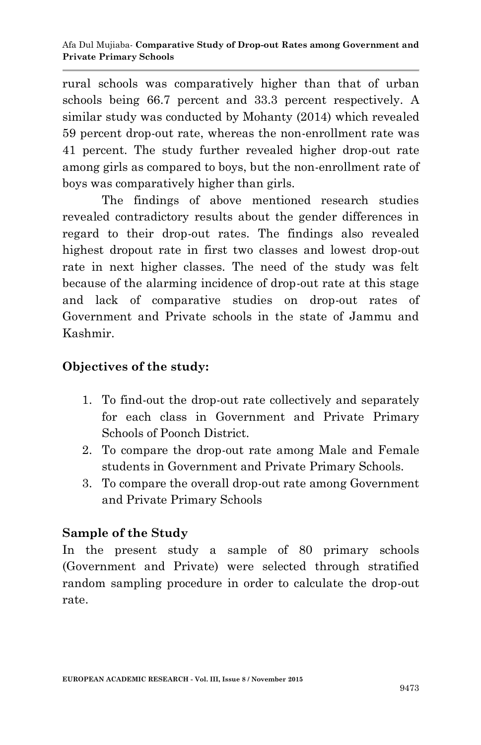rural schools was comparatively higher than that of urban schools being 66.7 percent and 33.3 percent respectively. A similar study was conducted by Mohanty (2014) which revealed 59 percent drop-out rate, whereas the non-enrollment rate was 41 percent. The study further revealed higher drop-out rate among girls as compared to boys, but the non-enrollment rate of boys was comparatively higher than girls.

The findings of above mentioned research studies revealed contradictory results about the gender differences in regard to their drop-out rates. The findings also revealed highest dropout rate in first two classes and lowest drop-out rate in next higher classes. The need of the study was felt because of the alarming incidence of drop-out rate at this stage and lack of comparative studies on drop-out rates of Government and Private schools in the state of Jammu and Kashmir.

## Objectives of the study:

1. To find-out the drop-out rate collectively and separately for each class in Government and Private Primary Schools of Poonch District.
2. To compare the drop-out rate among Male and Female students in Government and Private Primary Schools.
3. To compare the overall drop-out rate among Government and Private Primary Schools

## Sample of the Study

In the present study a sample of 80 primary schools (Government and Private) were selected through stratified random sampling procedure in order to calculate the drop-out rate.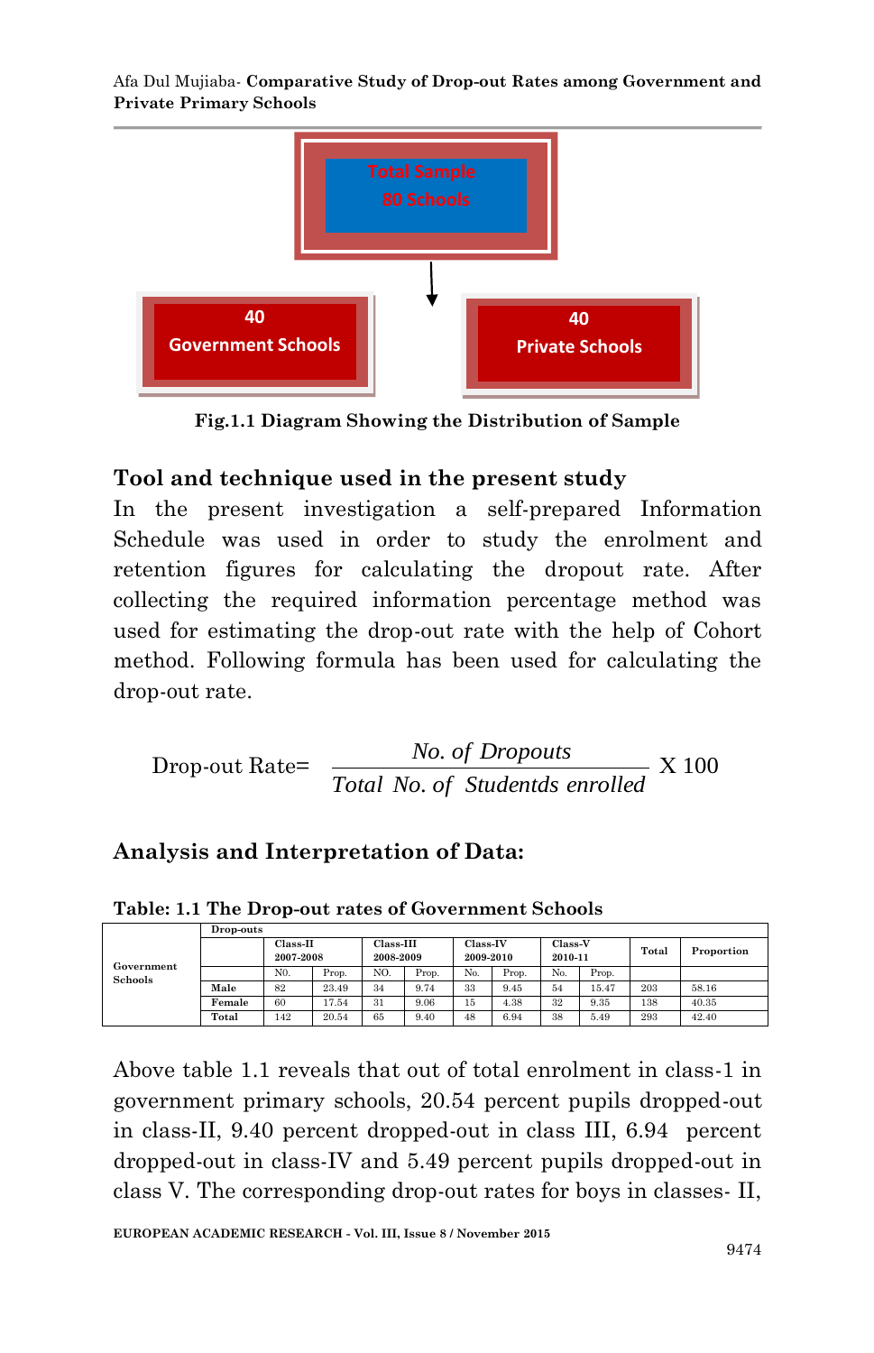Total Sample
80 Schools

40 Government Schools | 40 Private Schools

**Fig.1.1 Diagram Showing the Distribution of Sample**

## Tool and technique used in the present study

In the present investigation a self-prepared Information Schedule was used in order to study the enrolment and retention figures for calculating the dropout rate. After collecting the required information percentage method was used for estimating the drop-out rate with the help of Cohort method. Following formula has been used for calculating the drop-out rate.

$$\text{Drop-out Rate}= \frac{\textit{No. of Dropouts}}{\textit{Total No. of Studentds enrolled}} \text{ X } 100$$

## Analysis and Interpretation of Data:

**Table: 1.1 The Drop-out rates of Government Schools**

| Government Schools | Drop-outs | | | | | | | | | | |
|---|---|---|---|---|---|---|---|---|---|---|---|
| | | Class-II 2007-2008 | | Class-III 2008-2009 | | Class-IV 2009-2010 | | Class-V 2010-11 | | Total | Proportion |
| | | NO. | Prop. | NO. | Prop. | No. | Prop. | No. | Prop. | | |
| | Male | 82 | 23.49 | 34 | 9.74 | 33 | 9.45 | 54 | 15.47 | 203 | 58.16 |
| | Female | 60 | 17.54 | 31 | 9.06 | 15 | 4.38 | 32 | 9.35 | 138 | 40.35 |
| | Total | 142 | 20.54 | 65 | 9.40 | 48 | 6.94 | 38 | 5.49 | 293 | 42.40 |

Above table 1.1 reveals that out of total enrolment in class-1 in government primary schools, 20.54 percent pupils dropped-out in class-II, 9.40 percent dropped-out in class III, 6.94 percent dropped-out in class-IV and 5.49 percent pupils dropped-out in class V. The corresponding drop-out rates for boys in classes- II,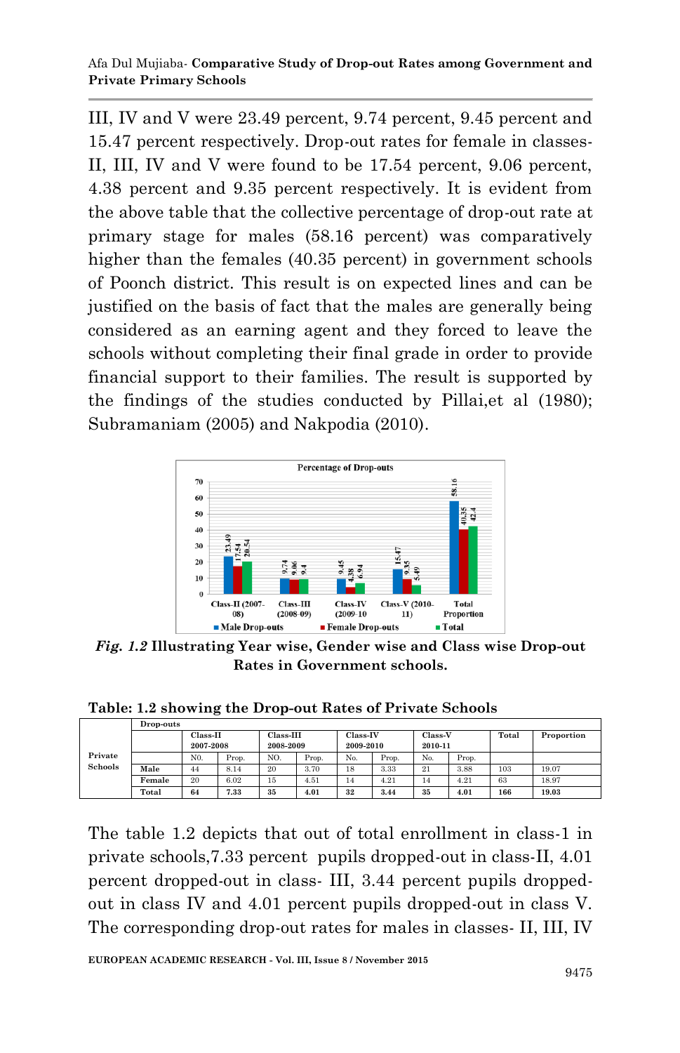III, IV and V were 23.49 percent, 9.74 percent, 9.45 percent and 15.47 percent respectively. Drop-out rates for female in classes-II, III, IV and V were found to be 17.54 percent, 9.06 percent, 4.38 percent and 9.35 percent respectively. It is evident from the above table that the collective percentage of drop-out rate at primary stage for males (58.16 percent) was comparatively higher than the females (40.35 percent) in government schools of Poonch district. This result is on expected lines and can be justified on the basis of fact that the males are generally being considered as an earning agent and they forced to leave the schools without completing their final grade in order to provide financial support to their families. The result is supported by the findings of the studies conducted by Pillai,et al (1980); Subramaniam (2005) and Nakpodia (2010).

***Fig. 1.2*** **Illustrating Year wise, Gender wise and Class wise Drop-out Rates in Government schools.**

**Table: 1.2 showing the Drop-out Rates of Private Schools**

| | Drop-outs | | | | | | | | | | |
|---|---|---|---|---|---|---|---|---|---|---|---|
| Private Schools | | Class-II 2007-2008 | | Class-III 2008-2009 | | Class-IV 2009-2010 | | Class-V 2010-11 | | Total | Proportion |
| | | NO. | Prop. | NO. | Prop. | No. | Prop. | No. | Prop. | | |
| | Male | 44 | 8.14 | 20 | 3.70 | 18 | 3.33 | 21 | 3.88 | 103 | 19.07 |
| | Female | 20 | 6.02 | 15 | 4.51 | 14 | 4.21 | 14 | 4.21 | 63 | 18.97 |
| | **Total** | **64** | **7.33** | **35** | **4.01** | **32** | **3.44** | **35** | **4.01** | **166** | **19.03** |

The table 1.2 depicts that out of total enrollment in class-1 in private schools,7.33 percent pupils dropped-out in class-II, 4.01 percent dropped-out in class- III, 3.44 percent pupils dropped-out in class IV and 4.01 percent pupils dropped-out in class V. The corresponding drop-out rates for males in classes- II, III, IV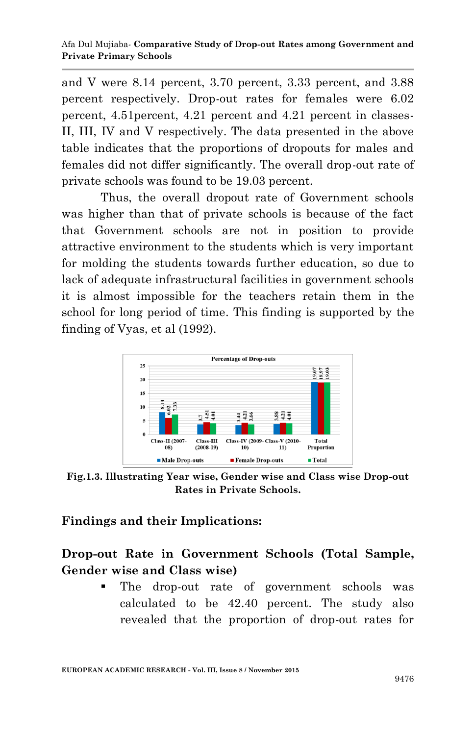and V were 8.14 percent, 3.70 percent, 3.33 percent, and 3.88 percent respectively. Drop-out rates for females were 6.02 percent, 4.51percent, 4.21 percent and 4.21 percent in classes-II, III, IV and V respectively. The data presented in the above table indicates that the proportions of dropouts for males and females did not differ significantly. The overall drop-out rate of private schools was found to be 19.03 percent.

Thus, the overall dropout rate of Government schools was higher than that of private schools is because of the fact that Government schools are not in position to provide attractive environment to the students which is very important for molding the students towards further education, so due to lack of adequate infrastructural facilities in government schools it is almost impossible for the teachers retain them in the school for long period of time. This finding is supported by the finding of Vyas, et al (1992).

**Percentage of Drop-outs**

| | Male Drop-outs | Female Drop-outs | Total |
|---|---|---|---|
| Class-II (2007-08) | 8.14 | 6.02 | 7.33 |
| Class-III (2008-09) | 3.7 | 4.51 | 4.01 |
| Class-IV (2009-10) | 3.44 | 4.21 | 3.66 |
| Class-V (2010-11) | 3.88 | 4.21 | 4.01 |
| Total Proportion | 19.07 | 18.97 | 19.03 |

**Fig.1.3. Illustrating Year wise, Gender wise and Class wise Drop-out Rates in Private Schools.**

## Findings and their Implications:

### Drop-out Rate in Government Schools (Total Sample, Gender wise and Class wise)

- The drop-out rate of government schools was calculated to be 42.40 percent. The study also revealed that the proportion of drop-out rates for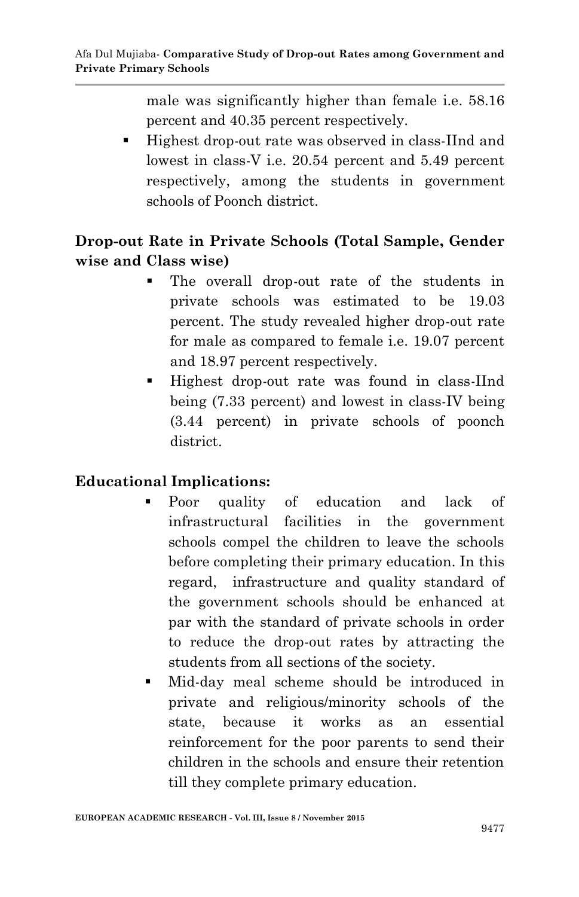male was significantly higher than female i.e. 58.16 percent and 40.35 percent respectively.

- Highest drop-out rate was observed in class-IInd and lowest in class-V i.e. 20.54 percent and 5.49 percent respectively, among the students in government schools of Poonch district.

## Drop-out Rate in Private Schools (Total Sample, Gender wise and Class wise)

- The overall drop-out rate of the students in private schools was estimated to be 19.03 percent. The study revealed higher drop-out rate for male as compared to female i.e. 19.07 percent and 18.97 percent respectively.
- Highest drop-out rate was found in class-IInd being (7.33 percent) and lowest in class-IV being (3.44 percent) in private schools of poonch district.

## Educational Implications:

- Poor quality of education and lack of infrastructural facilities in the government schools compel the children to leave the schools before completing their primary education. In this regard, infrastructure and quality standard of the government schools should be enhanced at par with the standard of private schools in order to reduce the drop-out rates by attracting the students from all sections of the society.
- Mid-day meal scheme should be introduced in private and religious/minority schools of the state, because it works as an essential reinforcement for the poor parents to send their children in the schools and ensure their retention till they complete primary education.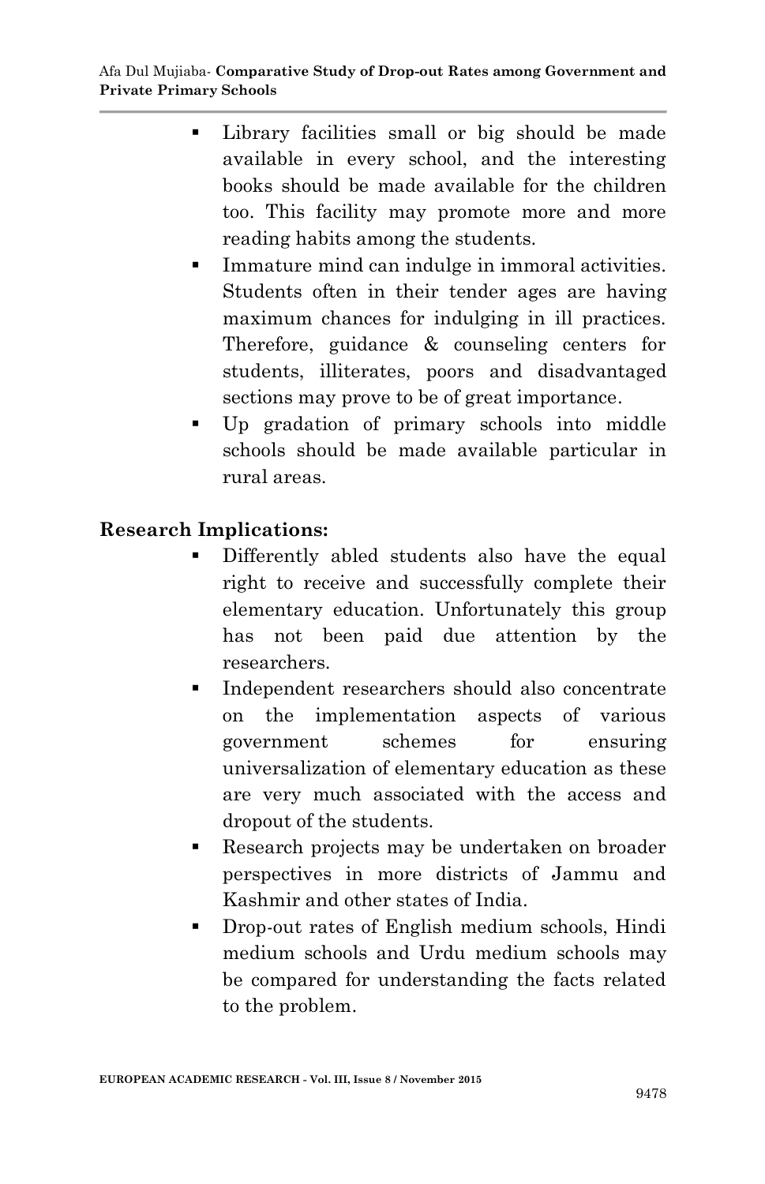- Library facilities small or big should be made available in every school, and the interesting books should be made available for the children too. This facility may promote more and more reading habits among the students.
- Immature mind can indulge in immoral activities. Students often in their tender ages are having maximum chances for indulging in ill practices. Therefore, guidance & counseling centers for students, illiterates, poors and disadvantaged sections may prove to be of great importance.
- Up gradation of primary schools into middle schools should be made available particular in rural areas.

**Research Implications:**

- Differently abled students also have the equal right to receive and successfully complete their elementary education. Unfortunately this group has not been paid due attention by the researchers.
- Independent researchers should also concentrate on the implementation aspects of various government schemes for ensuring universalization of elementary education as these are very much associated with the access and dropout of the students.
- Research projects may be undertaken on broader perspectives in more districts of Jammu and Kashmir and other states of India.
- Drop-out rates of English medium schools, Hindi medium schools and Urdu medium schools may be compared for understanding the facts related to the problem.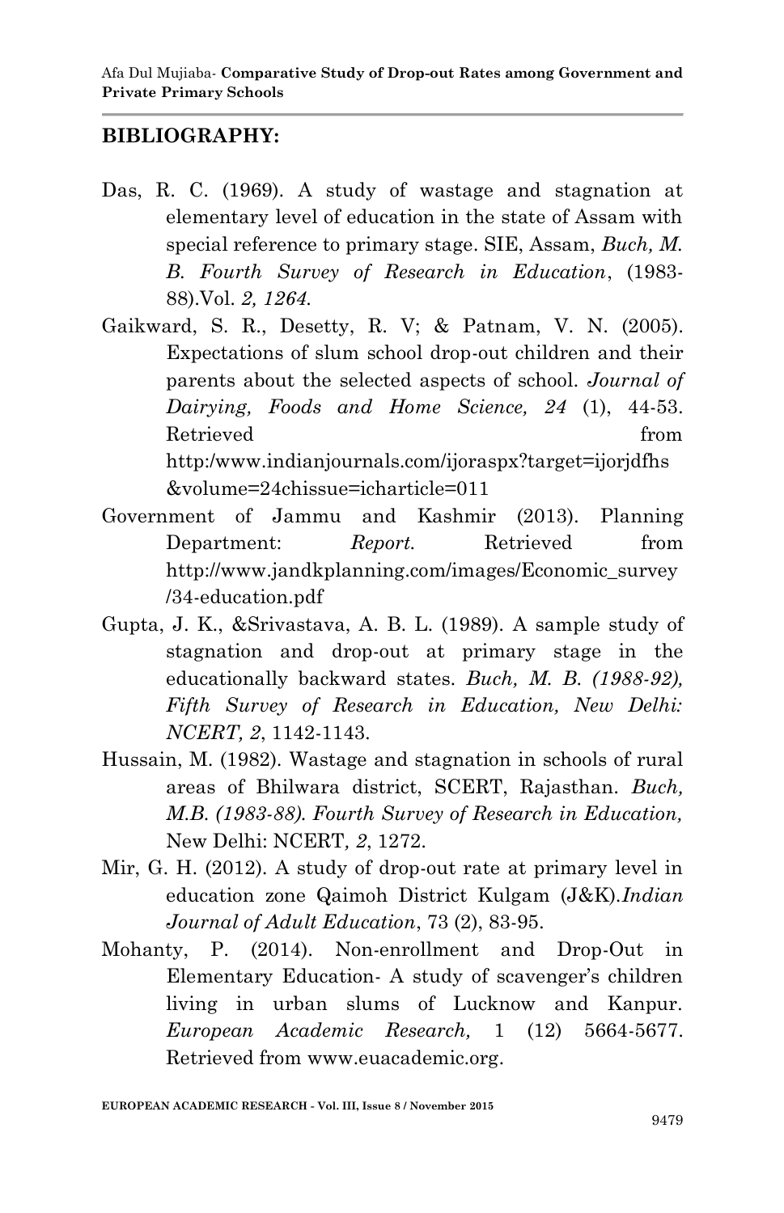## BIBLIOGRAPHY:

Das, R. C. (1969). A study of wastage and stagnation at elementary level of education in the state of Assam with special reference to primary stage. SIE, Assam, *Buch, M. B. Fourth Survey of Research in Education*, (1983-88).Vol. *2, 1264.*

Gaikward, S. R., Desetty, R. V; & Patnam, V. N. (2005). Expectations of slum school drop-out children and their parents about the selected aspects of school. *Journal of Dairying, Foods and Home Science, 24* (1), 44-53. Retrieved from http:/www.indianjournals.com/ijoraspx?target=ijorjdfhs &volume=24chissue=icharticle=011

Government of Jammu and Kashmir (2013). Planning Department: *Report.* Retrieved from http://www.jandkplanning.com/images/Economic_survey /34-education.pdf

Gupta, J. K., &Srivastava, A. B. L. (1989). A sample study of stagnation and drop-out at primary stage in the educationally backward states. *Buch, M. B. (1988-92), Fifth Survey of Research in Education, New Delhi: NCERT, 2*, 1142-1143.

Hussain, M. (1982). Wastage and stagnation in schools of rural areas of Bhilwara district, SCERT, Rajasthan. *Buch, M.B. (1983-88). Fourth Survey of Research in Education,* New Delhi: NCERT*, 2*, 1272.

Mir, G. H. (2012). A study of drop-out rate at primary level in education zone Qaimoh District Kulgam (J&K).*Indian Journal of Adult Education*, 73 (2), 83-95.

Mohanty, P. (2014). Non-enrollment and Drop-Out in Elementary Education- A study of scavenger's children living in urban slums of Lucknow and Kanpur. *European Academic Research,* 1 (12) 5664-5677. Retrieved from www.euacademic.org.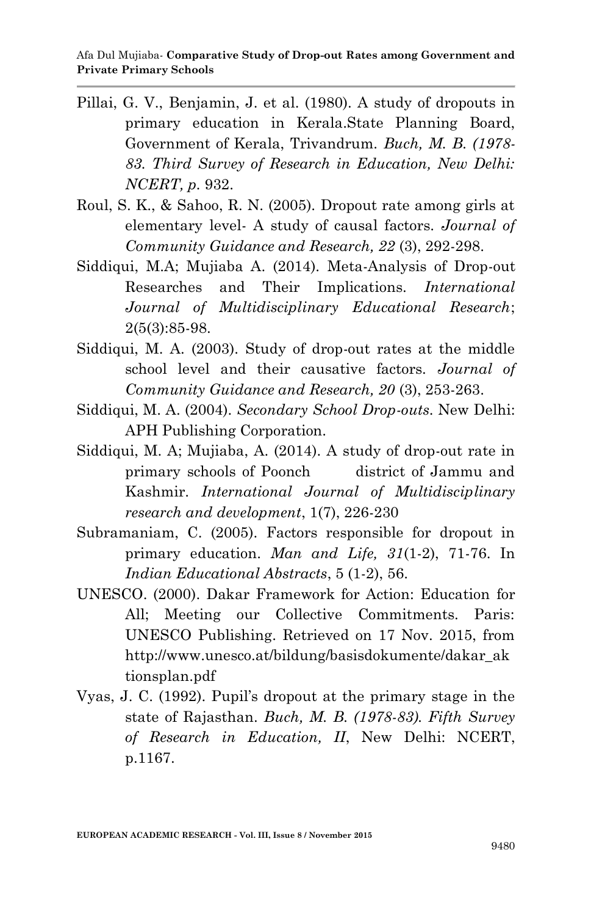Pillai, G. V., Benjamin, J. et al. (1980). A study of dropouts in primary education in Kerala.State Planning Board, Government of Kerala, Trivandrum. *Buch, M. B. (1978-83. Third Survey of Research in Education, New Delhi: NCERT, p.* 932.

Roul, S. K., & Sahoo, R. N. (2005). Dropout rate among girls at elementary level- A study of causal factors. *Journal of Community Guidance and Research, 22* (3), 292-298.

Siddiqui, M.A; Mujiaba A. (2014). Meta-Analysis of Drop-out Researches and Their Implications. *International Journal of Multidisciplinary Educational Research*; 2(5(3):85-98.

Siddiqui, M. A. (2003). Study of drop-out rates at the middle school level and their causative factors. *Journal of Community Guidance and Research, 20* (3), 253-263.

Siddiqui, M. A. (2004). *Secondary School Drop-outs*. New Delhi: APH Publishing Corporation.

Siddiqui, M. A; Mujiaba, A. (2014). A study of drop-out rate in primary schools of Poonch district of Jammu and Kashmir. *International Journal of Multidisciplinary research and development*, 1(7), 226-230

Subramaniam, C. (2005). Factors responsible for dropout in primary education. *Man and Life, 31*(1-2), 71-76. In *Indian Educational Abstracts*, 5 (1-2), 56.

UNESCO. (2000). Dakar Framework for Action: Education for All; Meeting our Collective Commitments. Paris: UNESCO Publishing. Retrieved on 17 Nov. 2015, from http://www.unesco.at/bildung/basisdokumente/dakar_aktionsplan.pdf

Vyas, J. C. (1992). Pupil's dropout at the primary stage in the state of Rajasthan. *Buch, M. B. (1978-83). Fifth Survey of Research in Education, II*, New Delhi: NCERT, p.1167.